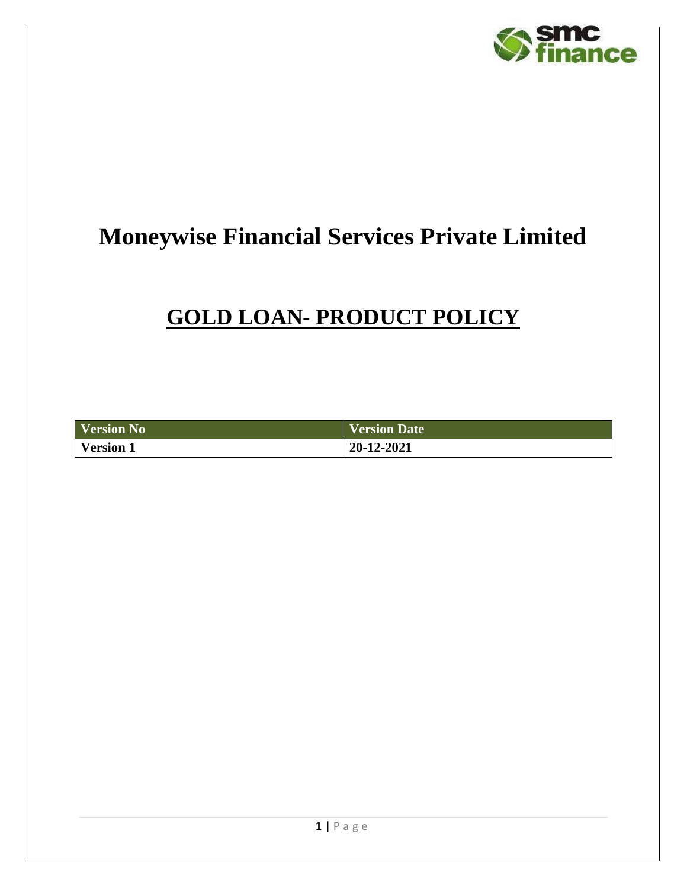# Moneywise Financial Services Private Limited

## GOLD LOAN- PRODUCT POLICY

| Version No | Version Date |
| --- | --- |
| **Version 1** | **20-12-2021** |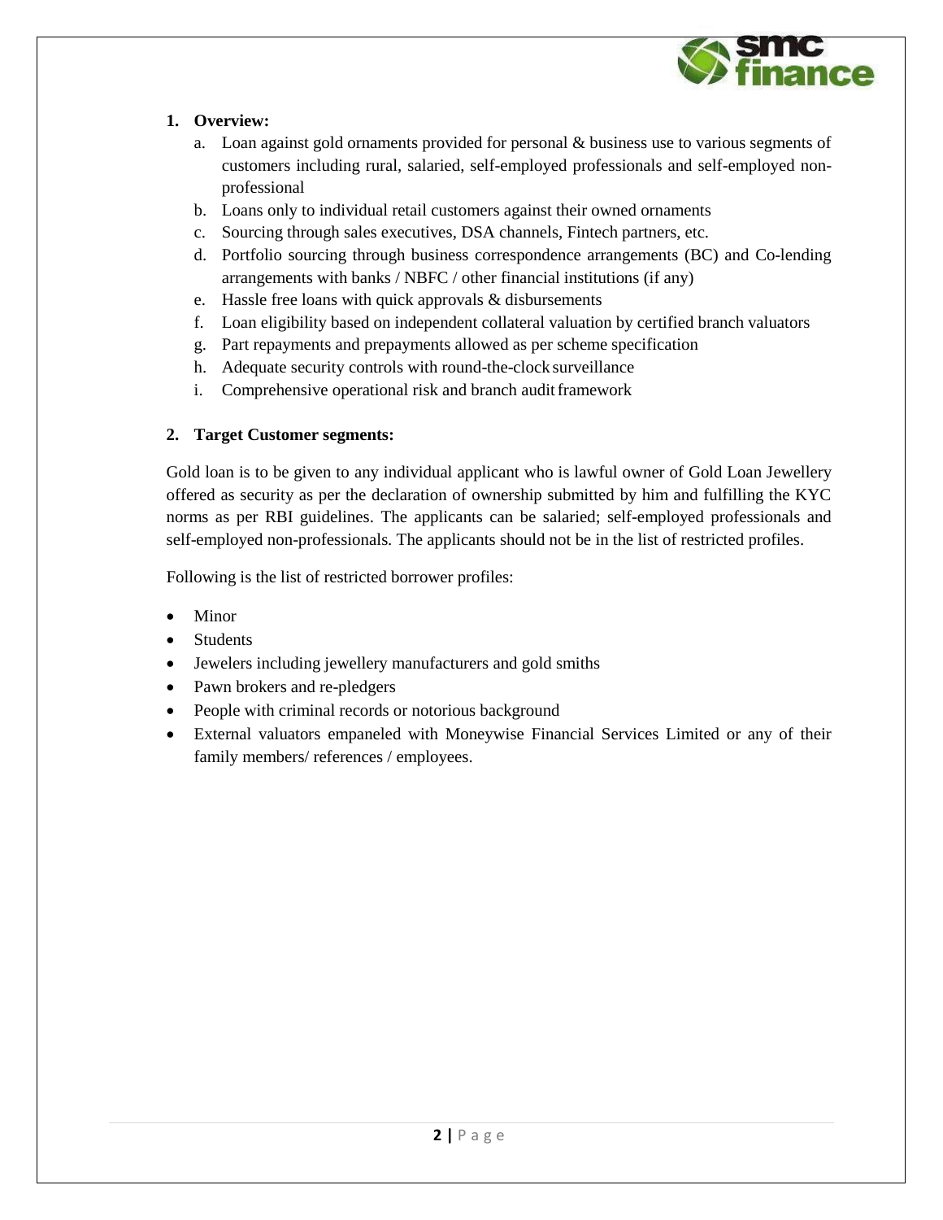1. **Overview:**
    a. Loan against gold ornaments provided for personal & business use to various segments of customers including rural, salaried, self-employed professionals and self-employed non-professional
    b. Loans only to individual retail customers against their owned ornaments
    c. Sourcing through sales executives, DSA channels, Fintech partners, etc.
    d. Portfolio sourcing through business correspondence arrangements (BC) and Co-lending arrangements with banks / NBFC / other financial institutions (if any)
    e. Hassle free loans with quick approvals & disbursements
    f. Loan eligibility based on independent collateral valuation by certified branch valuators
    g. Part repayments and prepayments allowed as per scheme specification
    h. Adequate security controls with round-the-clock surveillance
    i. Comprehensive operational risk and branch audit framework

2. **Target Customer segments:**

Gold loan is to be given to any individual applicant who is lawful owner of Gold Loan Jewellery offered as security as per the declaration of ownership submitted by him and fulfilling the KYC norms as per RBI guidelines. The applicants can be salaried; self-employed professionals and self-employed non-professionals. The applicants should not be in the list of restricted profiles.

Following is the list of restricted borrower profiles:

- Minor
- Students
- Jewelers including jewellery manufacturers and gold smiths
- Pawn brokers and re-pledgers
- People with criminal records or notorious background
- External valuators empaneled with Moneywise Financial Services Limited or any of their family members/ references / employees.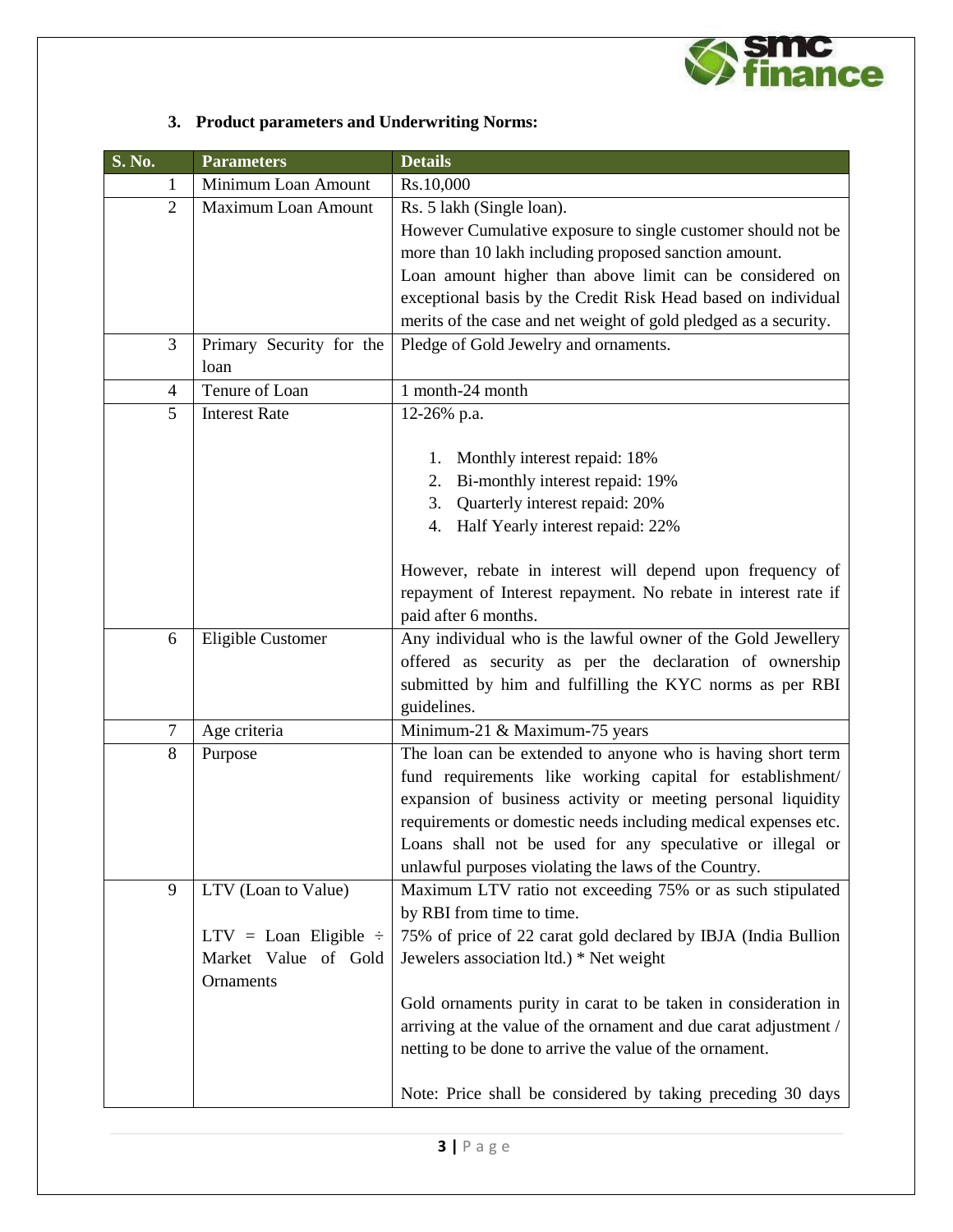### 3. Product parameters and Underwriting Norms:

| S. No. | Parameters | Details |
|---|---|---|
| 1 | Minimum Loan Amount | Rs.10,000 |
| 2 | Maximum Loan Amount | Rs. 5 lakh (Single loan).<br>However Cumulative exposure to single customer should not be more than 10 lakh including proposed sanction amount.<br>Loan amount higher than above limit can be considered on exceptional basis by the Credit Risk Head based on individual merits of the case and net weight of gold pledged as a security. |
| 3 | Primary Security for the loan | Pledge of Gold Jewelry and ornaments. |
| 4 | Tenure of Loan | 1 month-24 month |
| 5 | Interest Rate | 12-26% p.a.<br><br>1. Monthly interest repaid: 18%<br>2. Bi-monthly interest repaid: 19%<br>3. Quarterly interest repaid: 20%<br>4. Half Yearly interest repaid: 22%<br><br>However, rebate in interest will depend upon frequency of repayment of Interest repayment. No rebate in interest rate if paid after 6 months. |
| 6 | Eligible Customer | Any individual who is the lawful owner of the Gold Jewellery offered as security as per the declaration of ownership submitted by him and fulfilling the KYC norms as per RBI guidelines. |
| 7 | Age criteria | Minimum-21 & Maximum-75 years |
| 8 | Purpose | The loan can be extended to anyone who is having short term fund requirements like working capital for establishment/ expansion of business activity or meeting personal liquidity requirements or domestic needs including medical expenses etc. Loans shall not be used for any speculative or illegal or unlawful purposes violating the laws of the Country. |
| 9 | LTV (Loan to Value)<br><br>LTV = Loan Eligible ÷ Market Value of Gold Ornaments | Maximum LTV ratio not exceeding 75% or as such stipulated by RBI from time to time.<br>75% of price of 22 carat gold declared by IBJA (India Bullion Jewelers association ltd.) * Net weight<br><br>Gold ornaments purity in carat to be taken in consideration in arriving at the value of the ornament and due carat adjustment / netting to be done to arrive the value of the ornament.<br><br>Note: Price shall be considered by taking preceding 30 days |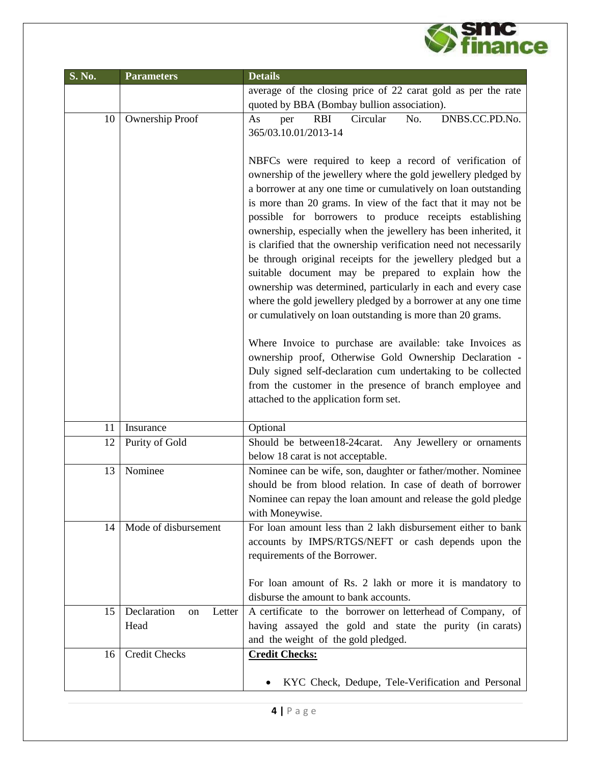| S. No. | Parameters | Details |
|---|---|---|
| | | average of the closing price of 22 carat gold as per the rate quoted by BBA (Bombay bullion association). |
| 10 | Ownership Proof | As per RBI Circular No. DNBS.CC.PD.No. 365/03.10.01/2013-14<br><br>NBFCs were required to keep a record of verification of ownership of the jewellery where the gold jewellery pledged by a borrower at any one time or cumulatively on loan outstanding is more than 20 grams. In view of the fact that it may not be possible for borrowers to produce receipts establishing ownership, especially when the jewellery has been inherited, it is clarified that the ownership verification need not necessarily be through original receipts for the jewellery pledged but a suitable document may be prepared to explain how the ownership was determined, particularly in each and every case where the gold jewellery pledged by a borrower at any one time or cumulatively on loan outstanding is more than 20 grams.<br><br>Where Invoice to purchase are available: take Invoices as ownership proof, Otherwise Gold Ownership Declaration - Duly signed self-declaration cum undertaking to be collected from the customer in the presence of branch employee and attached to the application form set. |
| 11 | Insurance | Optional |
| 12 | Purity of Gold | Should be between18-24carat. Any Jewellery or ornaments below 18 carat is not acceptable. |
| 13 | Nominee | Nominee can be wife, son, daughter or father/mother. Nominee should be from blood relation. In case of death of borrower Nominee can repay the loan amount and release the gold pledge with Moneywise. |
| 14 | Mode of disbursement | For loan amount less than 2 lakh disbursement either to bank accounts by IMPS/RTGS/NEFT or cash depends upon the requirements of the Borrower.<br><br>For loan amount of Rs. 2 lakh or more it is mandatory to disburse the amount to bank accounts. |
| 15 | Declaration on Letter Head | A certificate to the borrower on letterhead of Company, of having assayed the gold and state the purity (in carats) and the weight of the gold pledged. |
| 16 | Credit Checks | **Credit Checks:**<br><br>• KYC Check, Dedupe, Tele-Verification and Personal |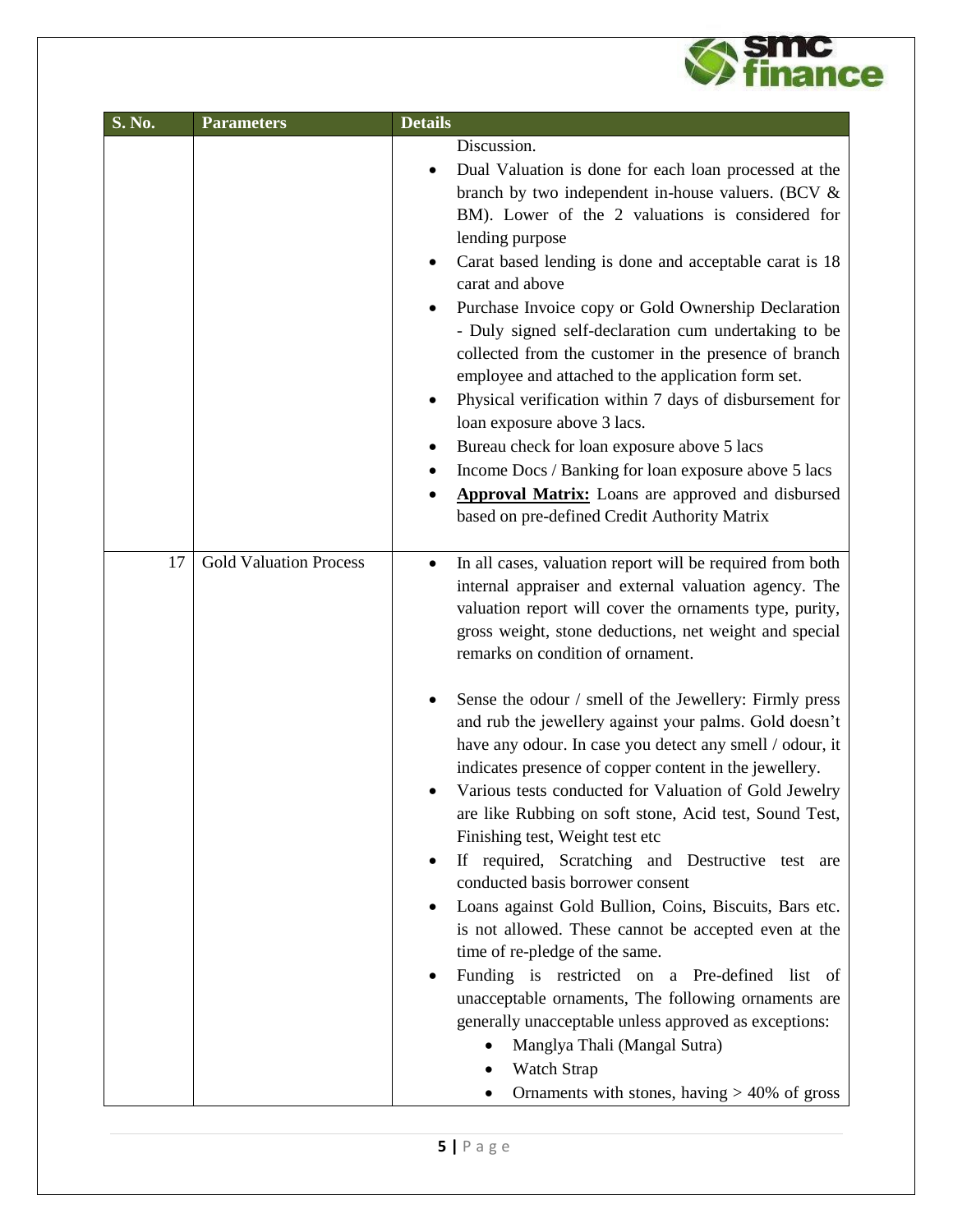| S. No. | Parameters | Details |
|---|---|---|
| | | Discussion.<br>• Dual Valuation is done for each loan processed at the branch by two independent in-house valuers. (BCV & BM). Lower of the 2 valuations is considered for lending purpose<br>• Carat based lending is done and acceptable carat is 18 carat and above<br>• Purchase Invoice copy or Gold Ownership Declaration - Duly signed self-declaration cum undertaking to be collected from the customer in the presence of branch employee and attached to the application form set.<br>• Physical verification within 7 days of disbursement for loan exposure above 3 lacs.<br>• Bureau check for loan exposure above 5 lacs<br>• Income Docs / Banking for loan exposure above 5 lacs<br>• **Approval Matrix:** Loans are approved and disbursed based on pre-defined Credit Authority Matrix |
| 17 | Gold Valuation Process | • In all cases, valuation report will be required from both internal appraiser and external valuation agency. The valuation report will cover the ornaments type, purity, gross weight, stone deductions, net weight and special remarks on condition of ornament.<br><br>• Sense the odour / smell of the Jewellery: Firmly press and rub the jewellery against your palms. Gold doesn't have any odour. In case you detect any smell / odour, it indicates presence of copper content in the jewellery.<br>• Various tests conducted for Valuation of Gold Jewelry are like Rubbing on soft stone, Acid test, Sound Test, Finishing test, Weight test etc<br>• If required, Scratching and Destructive test are conducted basis borrower consent<br>• Loans against Gold Bullion, Coins, Biscuits, Bars etc. is not allowed. These cannot be accepted even at the time of re-pledge of the same.<br>• Funding is restricted on a Pre-defined list of unacceptable ornaments, The following ornaments are generally unacceptable unless approved as exceptions:<br>&nbsp;&nbsp;&nbsp;&nbsp;• Manglya Thali (Mangal Sutra)<br>&nbsp;&nbsp;&nbsp;&nbsp;• Watch Strap<br>&nbsp;&nbsp;&nbsp;&nbsp;• Ornaments with stones, having > 40% of gross |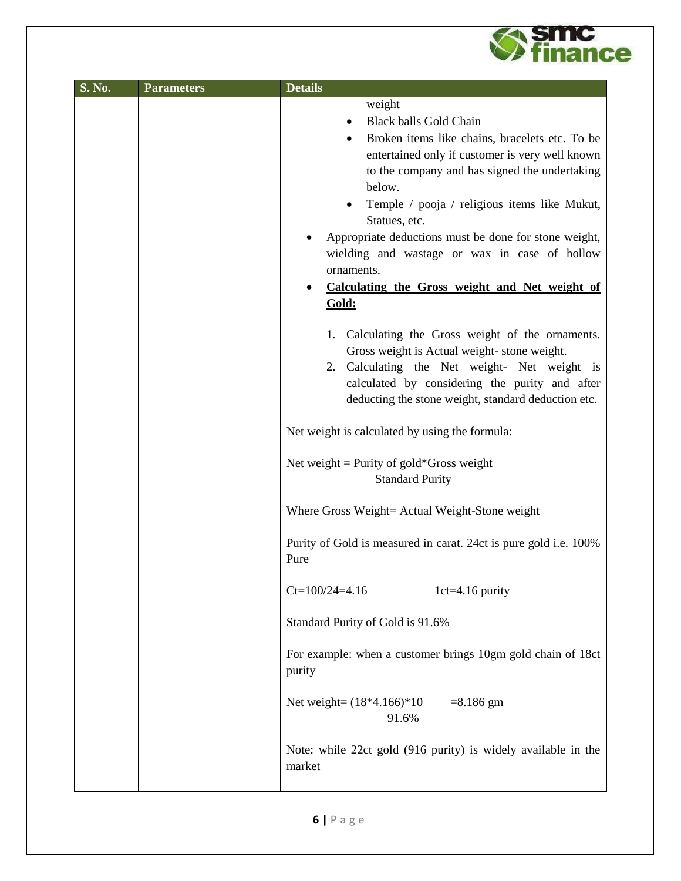| S. No. | Parameters | Details |
|---|---|---|
| | | weight<br>• Black balls Gold Chain<br>• Broken items like chains, bracelets etc. To be entertained only if customer is very well known to the company and has signed the undertaking below.<br>• Temple / pooja / religious items like Mukut, Statues, etc.<br>• Appropriate deductions must be done for stone weight, wielding and wastage or wax in case of hollow ornaments.<br>• **<u>Calculating the Gross weight and Net weight of Gold:</u>**<br><br>1. Calculating the Gross weight of the ornaments. Gross weight is Actual weight- stone weight.<br>2. Calculating the Net weight- Net weight is calculated by considering the purity and after deducting the stone weight, standard deduction etc.<br><br>Net weight is calculated by using the formula:<br><br>$\text{Net weight} = \frac{\text{Purity of gold} * \text{Gross weight}}{\text{Standard Purity}}$<br><br>Where Gross Weight= Actual Weight-Stone weight<br><br>Purity of Gold is measured in carat. 24ct is pure gold i.e. 100% Pure<br><br>Ct=100/24=4.16 1ct=4.16 purity<br><br>Standard Purity of Gold is 91.6%<br><br>For example: when a customer brings 10gm gold chain of 18ct purity<br><br>$\text{Net weight} = \frac{(18*4.166)*10}{91.6\%} = 8.186 \text{ gm}$<br><br>Note: while 22ct gold (916 purity) is widely available in the market |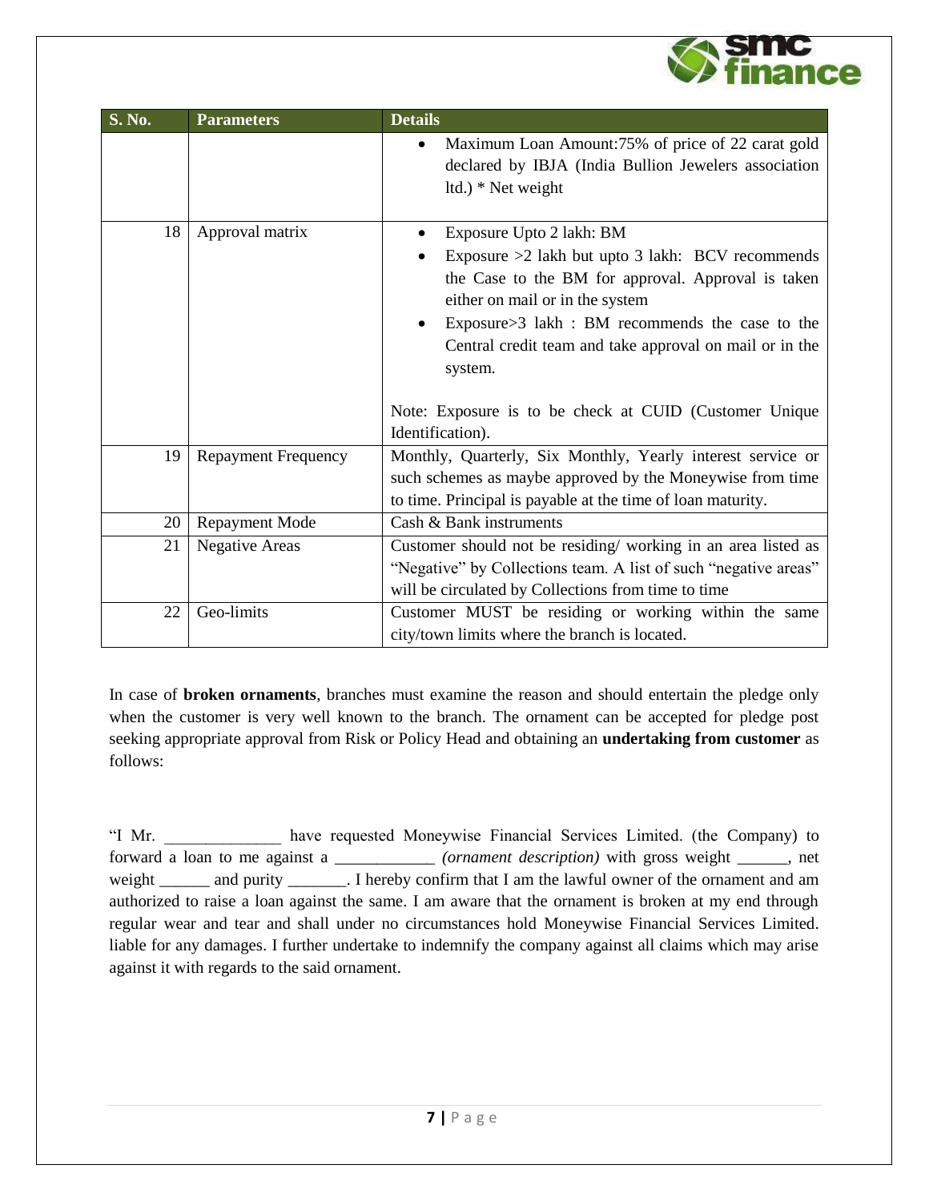| S. No. | Parameters | Details |
|---|---|---|
| | | • Maximum Loan Amount:75% of price of 22 carat gold declared by IBJA (India Bullion Jewelers association ltd.) * Net weight |
| 18 | Approval matrix | • Exposure Upto 2 lakh: BM<br>• Exposure >2 lakh but upto 3 lakh: BCV recommends the Case to the BM for approval. Approval is taken either on mail or in the system<br>• Exposure>3 lakh : BM recommends the case to the Central credit team and take approval on mail or in the system.<br><br>Note: Exposure is to be check at CUID (Customer Unique Identification). |
| 19 | Repayment Frequency | Monthly, Quarterly, Six Monthly, Yearly interest service or such schemes as maybe approved by the Moneywise from time to time. Principal is payable at the time of loan maturity. |
| 20 | Repayment Mode | Cash & Bank instruments |
| 21 | Negative Areas | Customer should not be residing/ working in an area listed as "Negative" by Collections team. A list of such "negative areas" will be circulated by Collections from time to time |
| 22 | Geo-limits | Customer MUST be residing or working within the same city/town limits where the branch is located. |

In case of **broken ornaments**, branches must examine the reason and should entertain the pledge only when the customer is very well known to the branch. The ornament can be accepted for pledge post seeking appropriate approval from Risk or Policy Head and obtaining an **undertaking from customer** as follows:

"I Mr. ______________ have requested Moneywise Financial Services Limited. (the Company) to forward a loan to me against a ____________ *(ornament description)* with gross weight ______, net weight ______ and purity _______. I hereby confirm that I am the lawful owner of the ornament and am authorized to raise a loan against the same. I am aware that the ornament is broken at my end through regular wear and tear and shall under no circumstances hold Moneywise Financial Services Limited. liable for any damages. I further undertake to indemnify the company against all claims which may arise against it with regards to the said ornament.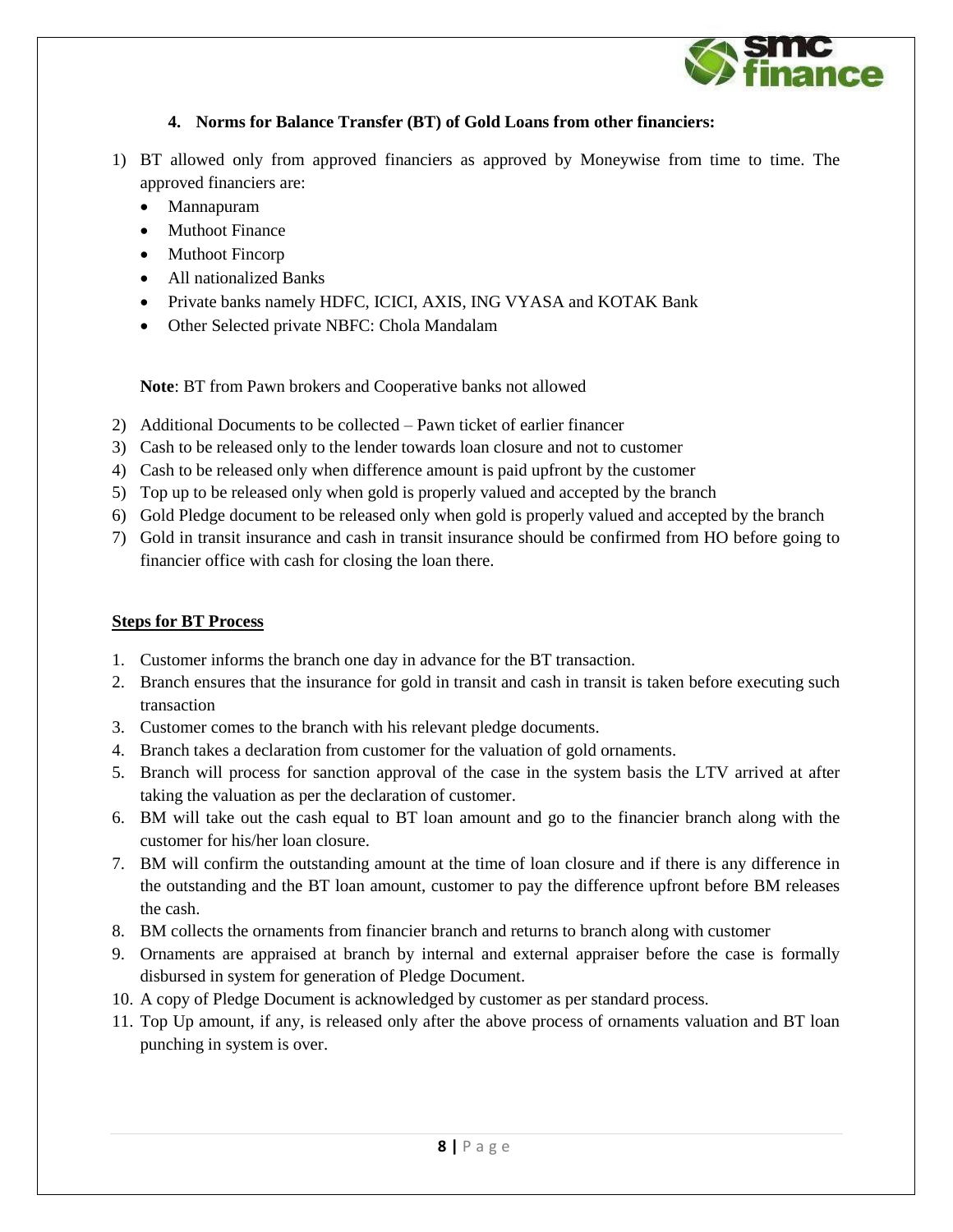### 4. Norms for Balance Transfer (BT) of Gold Loans from other financiers:

1) BT allowed only from approved financiers as approved by Moneywise from time to time. The approved financiers are:
   - Mannapuram
   - Muthoot Finance
   - Muthoot Fincorp
   - All nationalized Banks
   - Private banks namely HDFC, ICICI, AXIS, ING VYASA and KOTAK Bank
   - Other Selected private NBFC: Chola Mandalam

   **Note**: BT from Pawn brokers and Cooperative banks not allowed

2) Additional Documents to be collected – Pawn ticket of earlier financer
3) Cash to be released only to the lender towards loan closure and not to customer
4) Cash to be released only when difference amount is paid upfront by the customer
5) Top up to be released only when gold is properly valued and accepted by the branch
6) Gold Pledge document to be released only when gold is properly valued and accepted by the branch
7) Gold in transit insurance and cash in transit insurance should be confirmed from HO before going to financier office with cash for closing the loan there.

**<u>Steps for BT Process</u>**

1. Customer informs the branch one day in advance for the BT transaction.
2. Branch ensures that the insurance for gold in transit and cash in transit is taken before executing such transaction
3. Customer comes to the branch with his relevant pledge documents.
4. Branch takes a declaration from customer for the valuation of gold ornaments.
5. Branch will process for sanction approval of the case in the system basis the LTV arrived at after taking the valuation as per the declaration of customer.
6. BM will take out the cash equal to BT loan amount and go to the financier branch along with the customer for his/her loan closure.
7. BM will confirm the outstanding amount at the time of loan closure and if there is any difference in the outstanding and the BT loan amount, customer to pay the difference upfront before BM releases the cash.
8. BM collects the ornaments from financier branch and returns to branch along with customer
9. Ornaments are appraised at branch by internal and external appraiser before the case is formally disbursed in system for generation of Pledge Document.
10. A copy of Pledge Document is acknowledged by customer as per standard process.
11. Top Up amount, if any, is released only after the above process of ornaments valuation and BT loan punching in system is over.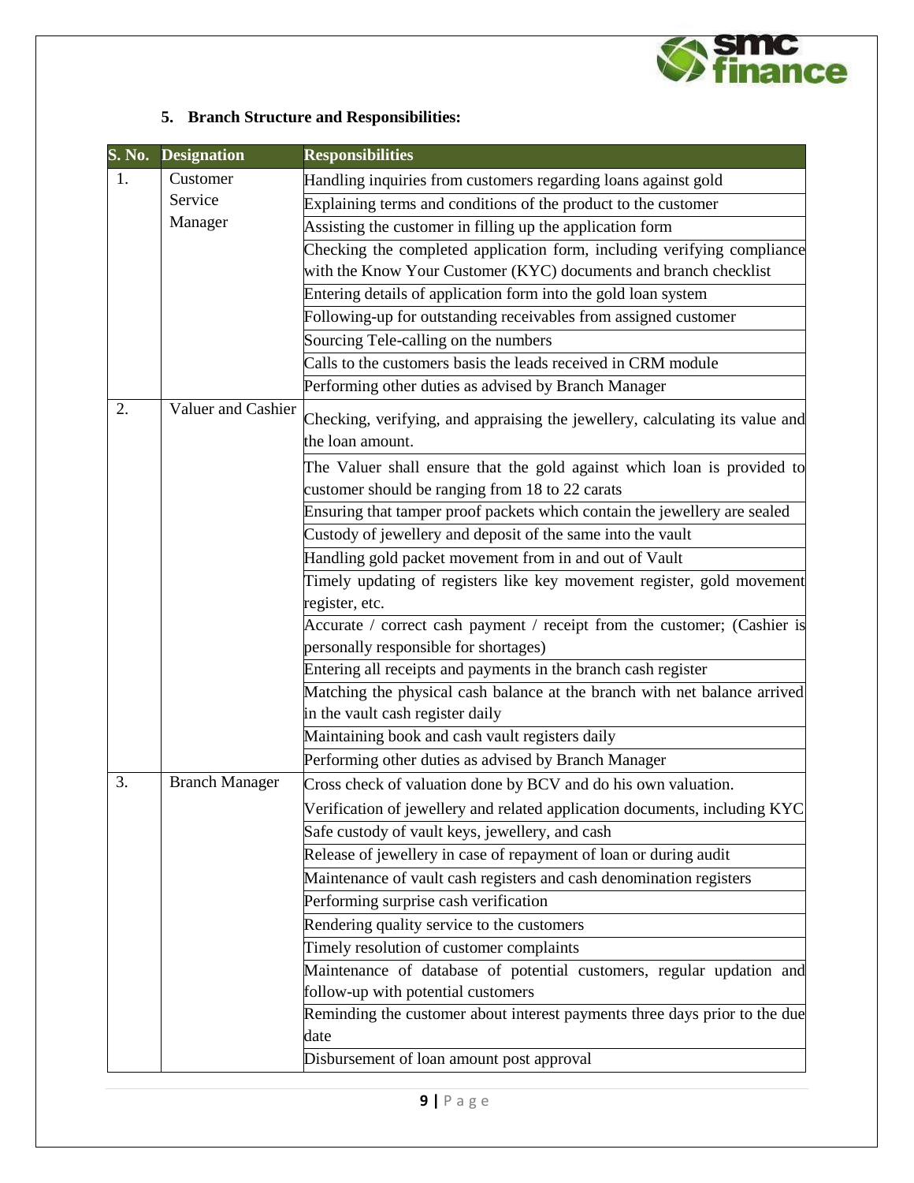## 5. Branch Structure and Responsibilities:

| S. No. | Designation | Responsibilities |
|---|---|---|
| 1. | Customer Service Manager | Handling inquiries from customers regarding loans against gold |
| | | Explaining terms and conditions of the product to the customer |
| | | Assisting the customer in filling up the application form |
| | | Checking the completed application form, including verifying compliance with the Know Your Customer (KYC) documents and branch checklist |
| | | Entering details of application form into the gold loan system |
| | | Following-up for outstanding receivables from assigned customer |
| | | Sourcing Tele-calling on the numbers |
| | | Calls to the customers basis the leads received in CRM module |
| | | Performing other duties as advised by Branch Manager |
| 2. | Valuer and Cashier | Checking, verifying, and appraising the jewellery, calculating its value and the loan amount. |
| | | The Valuer shall ensure that the gold against which loan is provided to customer should be ranging from 18 to 22 carats |
| | | Ensuring that tamper proof packets which contain the jewellery are sealed |
| | | Custody of jewellery and deposit of the same into the vault |
| | | Handling gold packet movement from in and out of Vault |
| | | Timely updating of registers like key movement register, gold movement register, etc. |
| | | Accurate / correct cash payment / receipt from the customer; (Cashier is personally responsible for shortages) |
| | | Entering all receipts and payments in the branch cash register |
| | | Matching the physical cash balance at the branch with net balance arrived in the vault cash register daily |
| | | Maintaining book and cash vault registers daily |
| | | Performing other duties as advised by Branch Manager |
| 3. | Branch Manager | Cross check of valuation done by BCV and do his own valuation. |
| | | Verification of jewellery and related application documents, including KYC |
| | | Safe custody of vault keys, jewellery, and cash |
| | | Release of jewellery in case of repayment of loan or during audit |
| | | Maintenance of vault cash registers and cash denomination registers |
| | | Performing surprise cash verification |
| | | Rendering quality service to the customers |
| | | Timely resolution of customer complaints |
| | | Maintenance of database of potential customers, regular updation and follow-up with potential customers |
| | | Reminding the customer about interest payments three days prior to the due date |
| | | Disbursement of loan amount post approval |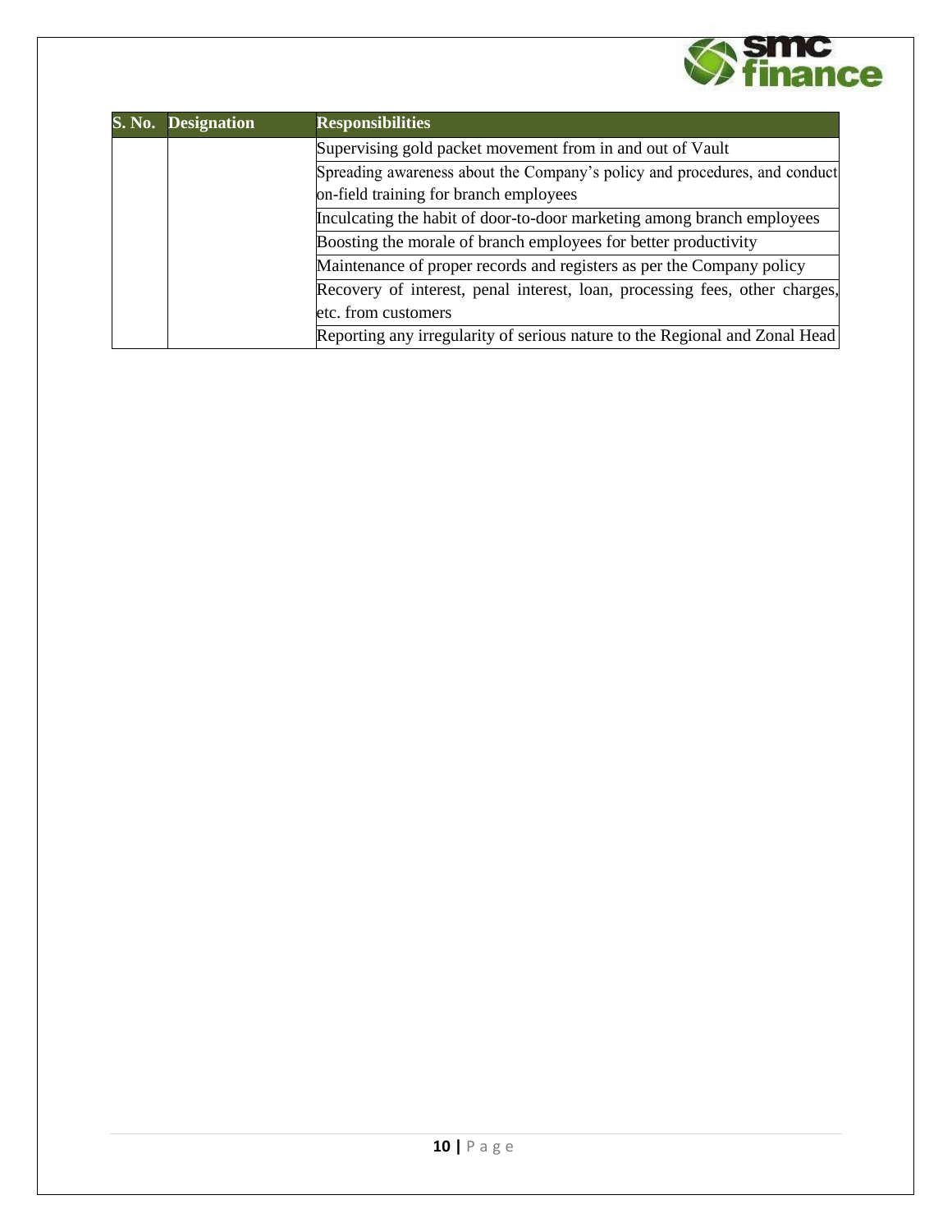| S. No. | Designation | Responsibilities |
|---|---|---|
| | | Supervising gold packet movement from in and out of Vault |
| | | Spreading awareness about the Company's policy and procedures, and conduct on-field training for branch employees |
| | | Inculcating the habit of door-to-door marketing among branch employees |
| | | Boosting the morale of branch employees for better productivity |
| | | Maintenance of proper records and registers as per the Company policy |
| | | Recovery of interest, penal interest, loan, processing fees, other charges, etc. from customers |
| | | Reporting any irregularity of serious nature to the Regional and Zonal Head |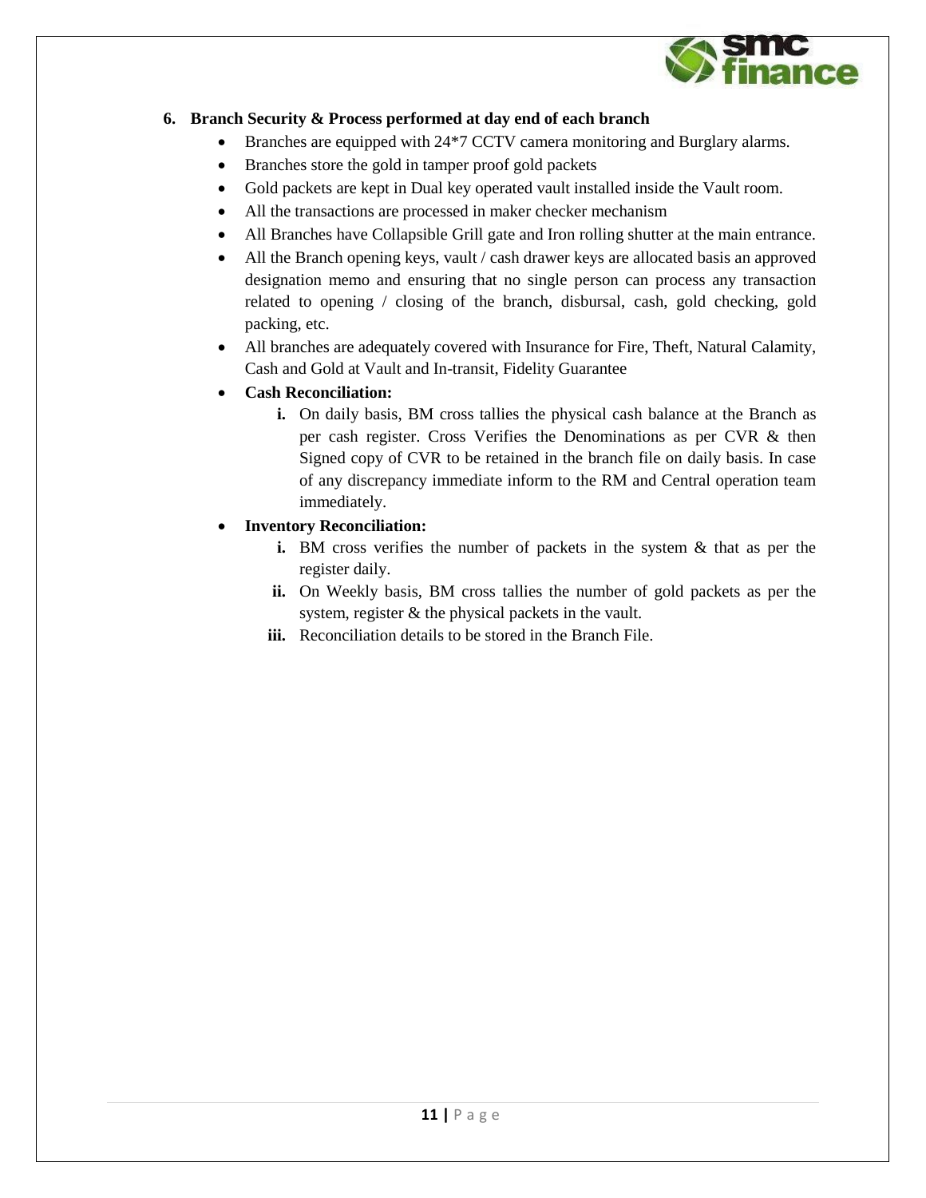## 6. Branch Security & Process performed at day end of each branch

- Branches are equipped with 24*7 CCTV camera monitoring and Burglary alarms.
- Branches store the gold in tamper proof gold packets
- Gold packets are kept in Dual key operated vault installed inside the Vault room.
- All the transactions are processed in maker checker mechanism
- All Branches have Collapsible Grill gate and Iron rolling shutter at the main entrance.
- All the Branch opening keys, vault / cash drawer keys are allocated basis an approved designation memo and ensuring that no single person can process any transaction related to opening / closing of the branch, disbursal, cash, gold checking, gold packing, etc.
- All branches are adequately covered with Insurance for Fire, Theft, Natural Calamity, Cash and Gold at Vault and In-transit, Fidelity Guarantee
- **Cash Reconciliation:**
  - **i.** On daily basis, BM cross tallies the physical cash balance at the Branch as per cash register. Cross Verifies the Denominations as per CVR & then Signed copy of CVR to be retained in the branch file on daily basis. In case of any discrepancy immediate inform to the RM and Central operation team immediately.
- **Inventory Reconciliation:**
  - **i.** BM cross verifies the number of packets in the system & that as per the register daily.
  - **ii.** On Weekly basis, BM cross tallies the number of gold packets as per the system, register & the physical packets in the vault.
  - **iii.** Reconciliation details to be stored in the Branch File.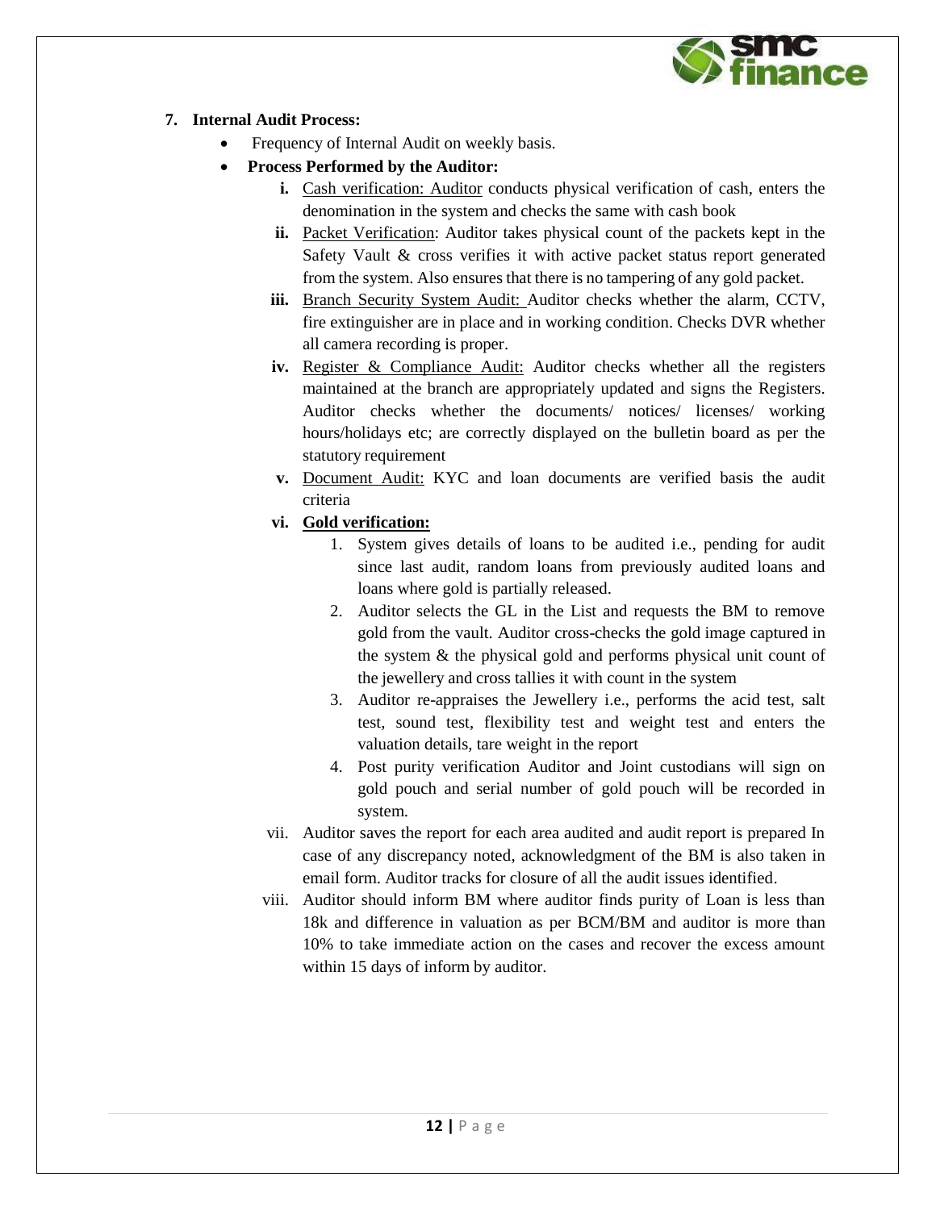**7. Internal Audit Process:**

- Frequency of Internal Audit on weekly basis.
- **Process Performed by the Auditor:**
  - **i.** Cash verification: Auditor conducts physical verification of cash, enters the denomination in the system and checks the same with cash book
  - **ii.** Packet Verification: Auditor takes physical count of the packets kept in the Safety Vault & cross verifies it with active packet status report generated from the system. Also ensures that there is no tampering of any gold packet.
  - **iii.** Branch Security System Audit: Auditor checks whether the alarm, CCTV, fire extinguisher are in place and in working condition. Checks DVR whether all camera recording is proper.
  - **iv.** Register & Compliance Audit: Auditor checks whether all the registers maintained at the branch are appropriately updated and signs the Registers. Auditor checks whether the documents/ notices/ licenses/ working hours/holidays etc; are correctly displayed on the bulletin board as per the statutory requirement
  - **v.** Document Audit: KYC and loan documents are verified basis the audit criteria
  - **vi.** **Gold verification:**
    1. System gives details of loans to be audited i.e., pending for audit since last audit, random loans from previously audited loans and loans where gold is partially released.
    2. Auditor selects the GL in the List and requests the BM to remove gold from the vault. Auditor cross-checks the gold image captured in the system & the physical gold and performs physical unit count of the jewellery and cross tallies it with count in the system
    3. Auditor re-appraises the Jewellery i.e., performs the acid test, salt test, sound test, flexibility test and weight test and enters the valuation details, tare weight in the report
    4. Post purity verification Auditor and Joint custodians will sign on gold pouch and serial number of gold pouch will be recorded in system.
  - vii. Auditor saves the report for each area audited and audit report is prepared In case of any discrepancy noted, acknowledgment of the BM is also taken in email form. Auditor tracks for closure of all the audit issues identified.
  - viii. Auditor should inform BM where auditor finds purity of Loan is less than 18k and difference in valuation as per BCM/BM and auditor is more than 10% to take immediate action on the cases and recover the excess amount within 15 days of inform by auditor.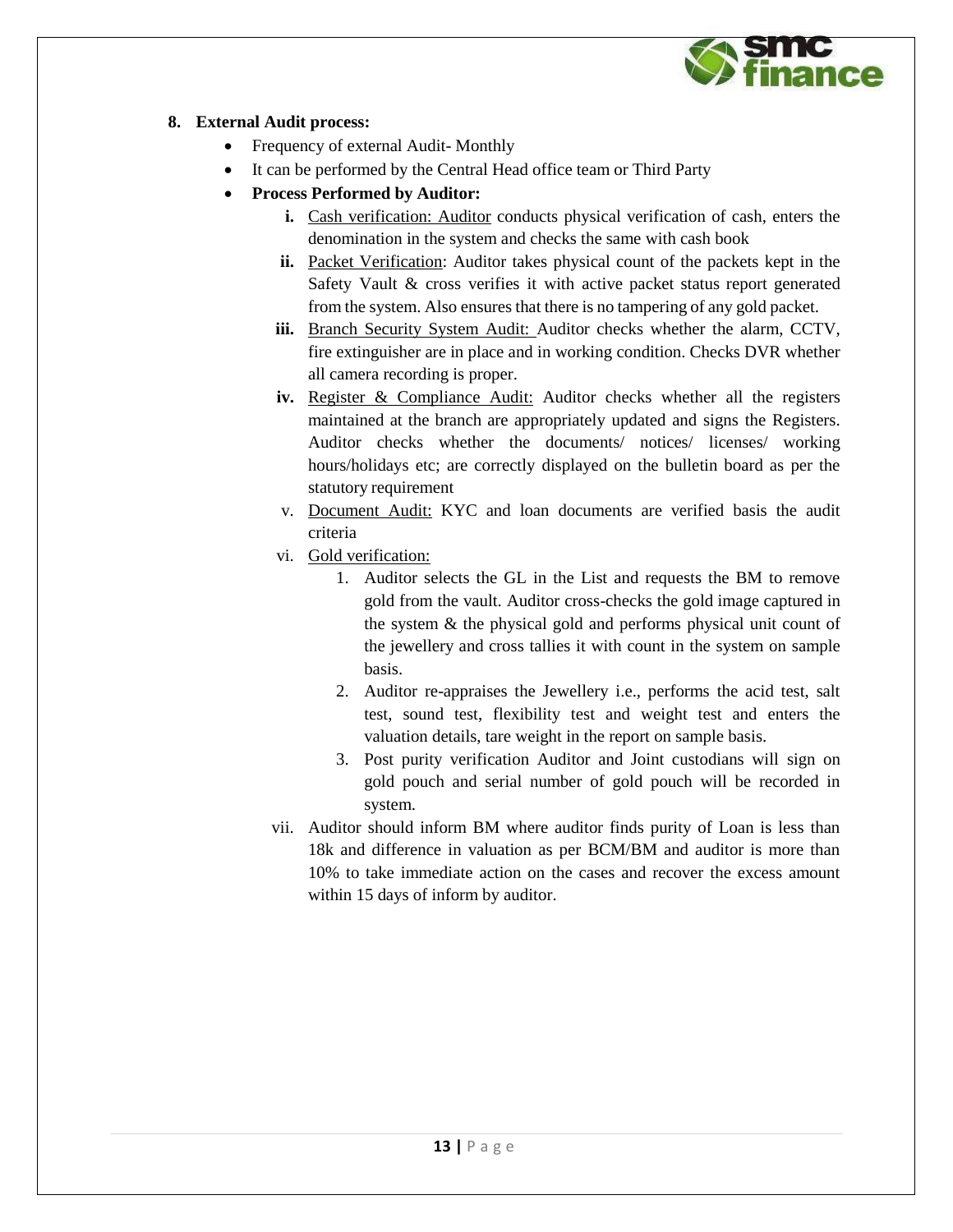**8. External Audit process:**

- Frequency of external Audit- Monthly
- It can be performed by the Central Head office team or Third Party
- **Process Performed by Auditor:**
  - **i.** Cash verification: Auditor conducts physical verification of cash, enters the denomination in the system and checks the same with cash book
  - **ii.** Packet Verification: Auditor takes physical count of the packets kept in the Safety Vault & cross verifies it with active packet status report generated from the system. Also ensures that there is no tampering of any gold packet.
  - **iii.** Branch Security System Audit: Auditor checks whether the alarm, CCTV, fire extinguisher are in place and in working condition. Checks DVR whether all camera recording is proper.
  - **iv.** Register & Compliance Audit: Auditor checks whether all the registers maintained at the branch are appropriately updated and signs the Registers. Auditor checks whether the documents/ notices/ licenses/ working hours/holidays etc; are correctly displayed on the bulletin board as per the statutory requirement
  - v. Document Audit: KYC and loan documents are verified basis the audit criteria
  - vi. Gold verification:
    1. Auditor selects the GL in the List and requests the BM to remove gold from the vault. Auditor cross-checks the gold image captured in the system & the physical gold and performs physical unit count of the jewellery and cross tallies it with count in the system on sample basis.
    2. Auditor re-appraises the Jewellery i.e., performs the acid test, salt test, sound test, flexibility test and weight test and enters the valuation details, tare weight in the report on sample basis.
    3. Post purity verification Auditor and Joint custodians will sign on gold pouch and serial number of gold pouch will be recorded in system.
  - vii. Auditor should inform BM where auditor finds purity of Loan is less than 18k and difference in valuation as per BCM/BM and auditor is more than 10% to take immediate action on the cases and recover the excess amount within 15 days of inform by auditor.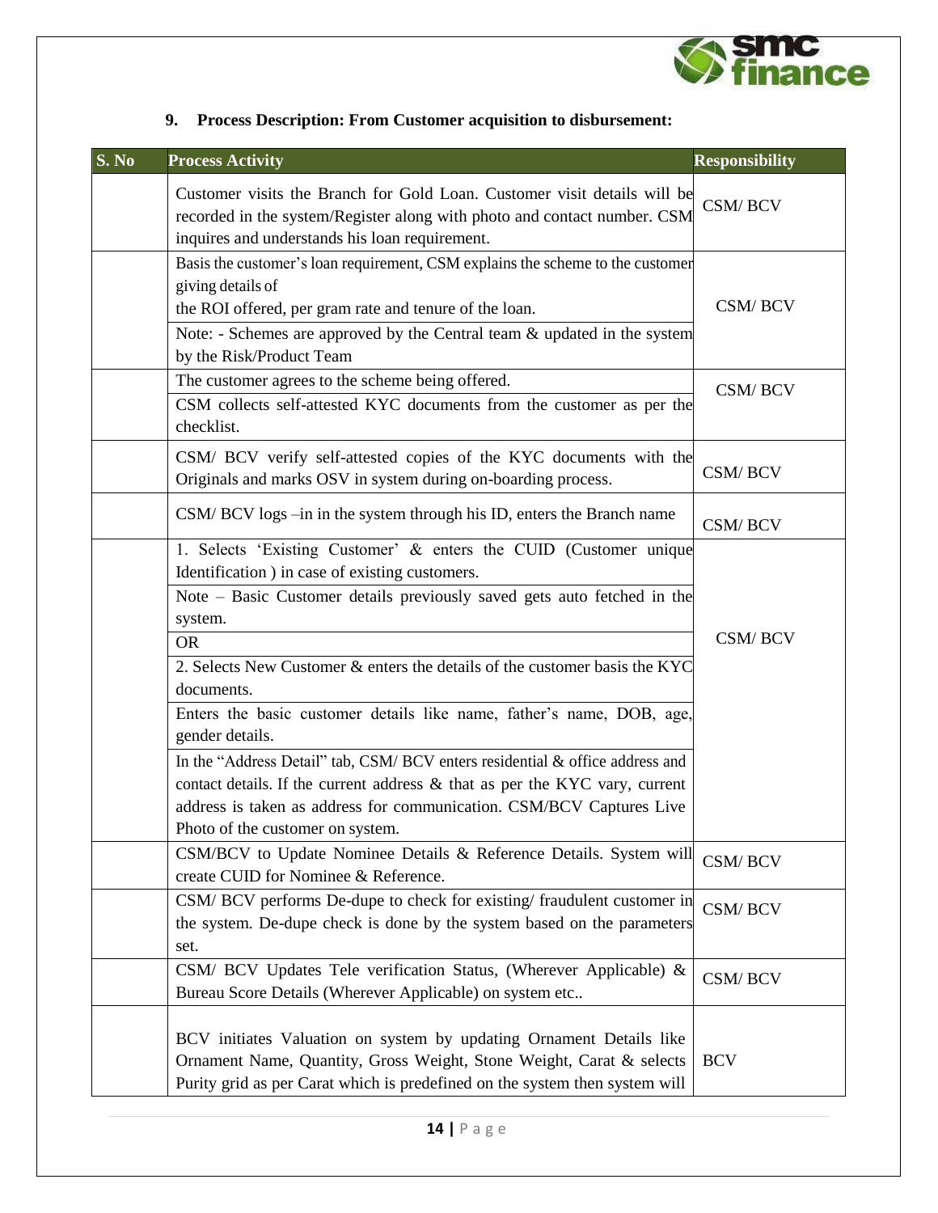### 9. Process Description: From Customer acquisition to disbursement:

| S. No | Process Activity | Responsibility |
|---|---|---|
| | Customer visits the Branch for Gold Loan. Customer visit details will be recorded in the system/Register along with photo and contact number. CSM inquires and understands his loan requirement. | CSM/ BCV |
| | Basis the customer's loan requirement, CSM explains the scheme to the customer giving details of the ROI offered, per gram rate and tenure of the loan.<br>Note: - Schemes are approved by the Central team & updated in the system by the Risk/Product Team | CSM/ BCV |
| | The customer agrees to the scheme being offered.<br>CSM collects self-attested KYC documents from the customer as per the checklist. | CSM/ BCV |
| | CSM/ BCV verify self-attested copies of the KYC documents with the Originals and marks OSV in system during on-boarding process. | CSM/ BCV |
| | CSM/ BCV logs –in in the system through his ID, enters the Branch name | CSM/ BCV |
| | 1. Selects 'Existing Customer' & enters the CUID (Customer unique Identification ) in case of existing customers.<br>Note – Basic Customer details previously saved gets auto fetched in the system.<br>OR<br>2. Selects New Customer & enters the details of the customer basis the KYC documents.<br>Enters the basic customer details like name, father's name, DOB, age, gender details.<br>In the "Address Detail" tab, CSM/ BCV enters residential & office address and contact details. If the current address & that as per the KYC vary, current address is taken as address for communication. CSM/BCV Captures Live Photo of the customer on system. | CSM/ BCV |
| | CSM/BCV to Update Nominee Details & Reference Details. System will create CUID for Nominee & Reference. | CSM/ BCV |
| | CSM/ BCV performs De-dupe to check for existing/ fraudulent customer in the system. De-dupe check is done by the system based on the parameters set. | CSM/ BCV |
| | CSM/ BCV Updates Tele verification Status, (Wherever Applicable) & Bureau Score Details (Wherever Applicable) on system etc.. | CSM/ BCV |
| | BCV initiates Valuation on system by updating Ornament Details like Ornament Name, Quantity, Gross Weight, Stone Weight, Carat & selects Purity grid as per Carat which is predefined on the system then system will | BCV |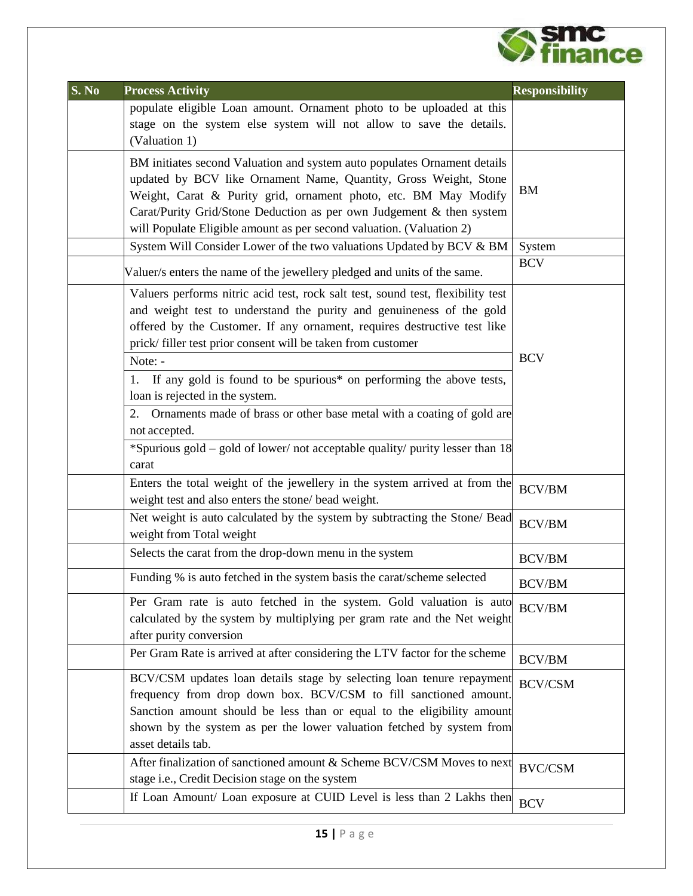| S. No | Process Activity | Responsibility |
|---|---|---|
| | populate eligible Loan amount. Ornament photo to be uploaded at this stage on the system else system will not allow to save the details. (Valuation 1) | |
| | BM initiates second Valuation and system auto populates Ornament details updated by BCV like Ornament Name, Quantity, Gross Weight, Stone Weight, Carat & Purity grid, ornament photo, etc. BM May Modify Carat/Purity Grid/Stone Deduction as per own Judgement & then system will Populate Eligible amount as per second valuation. (Valuation 2) | BM |
| | System Will Consider Lower of the two valuations Updated by BCV & BM | System |
| | Valuer/s enters the name of the jewellery pledged and units of the same. | BCV |
| | Valuers performs nitric acid test, rock salt test, sound test, flexibility test and weight test to understand the purity and genuineness of the gold offered by the Customer. If any ornament, requires destructive test like prick/ filler test prior consent will be taken from customer<br>Note: -<br>1. If any gold is found to be spurious* on performing the above tests, loan is rejected in the system.<br>2. Ornaments made of brass or other base metal with a coating of gold are not accepted.<br>*Spurious gold – gold of lower/ not acceptable quality/ purity lesser than 18 carat | BCV |
| | Enters the total weight of the jewellery in the system arrived at from the weight test and also enters the stone/ bead weight. | BCV/BM |
| | Net weight is auto calculated by the system by subtracting the Stone/ Bead weight from Total weight | BCV/BM |
| | Selects the carat from the drop-down menu in the system | BCV/BM |
| | Funding % is auto fetched in the system basis the carat/scheme selected | BCV/BM |
| | Per Gram rate is auto fetched in the system. Gold valuation is auto calculated by the system by multiplying per gram rate and the Net weight after purity conversion | BCV/BM |
| | Per Gram Rate is arrived at after considering the LTV factor for the scheme | BCV/BM |
| | BCV/CSM updates loan details stage by selecting loan tenure repayment frequency from drop down box. BCV/CSM to fill sanctioned amount. Sanction amount should be less than or equal to the eligibility amount shown by the system as per the lower valuation fetched by system from asset details tab. | BCV/CSM |
| | After finalization of sanctioned amount & Scheme BCV/CSM Moves to next stage i.e., Credit Decision stage on the system | BVC/CSM |
| | If Loan Amount/ Loan exposure at CUID Level is less than 2 Lakhs then | BCV |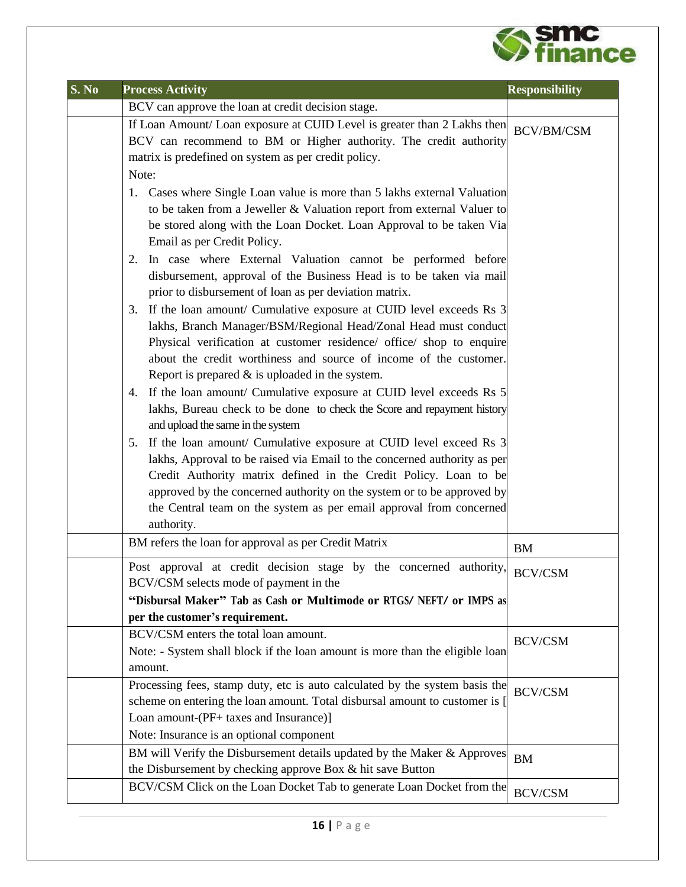| S. No | Process Activity | Responsibility |
|---|---|---|
| | BCV can approve the loan at credit decision stage. | |
| | If Loan Amount/ Loan exposure at CUID Level is greater than 2 Lakhs then BCV can recommend to BM or Higher authority. The credit authority matrix is predefined on system as per credit policy.<br>Note:<br>1. Cases where Single Loan value is more than 5 lakhs external Valuation to be taken from a Jeweller & Valuation report from external Valuer to be stored along with the Loan Docket. Loan Approval to be taken Via Email as per Credit Policy.<br>2. In case where External Valuation cannot be performed before disbursement, approval of the Business Head is to be taken via mail prior to disbursement of loan as per deviation matrix.<br>3. If the loan amount/ Cumulative exposure at CUID level exceeds Rs 3 lakhs, Branch Manager/BSM/Regional Head/Zonal Head must conduct Physical verification at customer residence/ office/ shop to enquire about the credit worthiness and source of income of the customer. Report is prepared & is uploaded in the system.<br>4. If the loan amount/ Cumulative exposure at CUID level exceeds Rs 5 lakhs, Bureau check to be done to check the Score and repayment history and upload the same in the system<br>5. If the loan amount/ Cumulative exposure at CUID level exceed Rs 3 lakhs, Approval to be raised via Email to the concerned authority as per Credit Authority matrix defined in the Credit Policy. Loan to be approved by the concerned authority on the system or to be approved by the Central team on the system as per email approval from concerned authority. | BCV/BM/CSM |
| | BM refers the loan for approval as per Credit Matrix | BM |
| | Post approval at credit decision stage by the concerned authority, BCV/CSM selects mode of payment in the **"Disbursal Maker" Tab as Cash or Multimode or RTGS/ NEFT/ or IMPS as per the customer's requirement.** | BCV/CSM |
| | BCV/CSM enters the total loan amount.<br>Note: - System shall block if the loan amount is more than the eligible loan amount. | BCV/CSM |
| | Processing fees, stamp duty, etc is auto calculated by the system basis the scheme on entering the loan amount. Total disbursal amount to customer is [ Loan amount-(PF+ taxes and Insurance)]<br>Note: Insurance is an optional component | BCV/CSM |
| | BM will Verify the Disbursement details updated by the Maker & Approves the Disbursement by checking approve Box & hit save Button | BM |
| | BCV/CSM Click on the Loan Docket Tab to generate Loan Docket from the | BCV/CSM |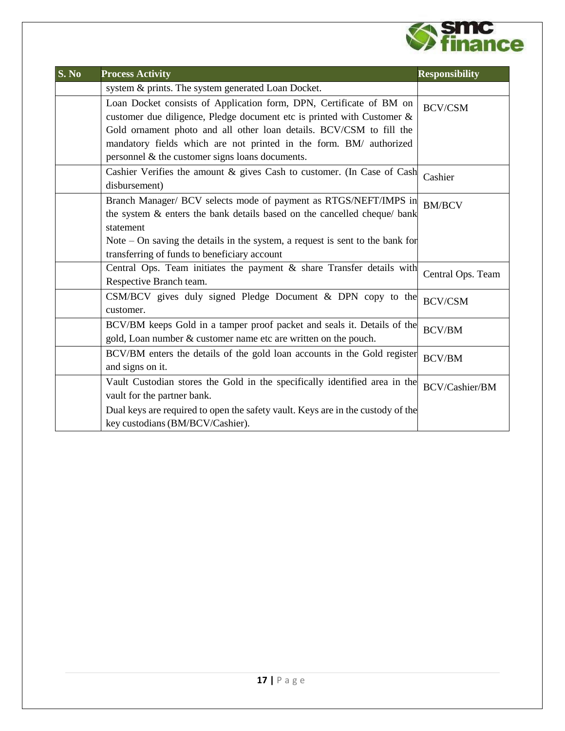| S. No | Process Activity | Responsibility |
|---|---|---|
| | system & prints. The system generated Loan Docket. | |
| | Loan Docket consists of Application form, DPN, Certificate of BM on customer due diligence, Pledge document etc is printed with Customer & Gold ornament photo and all other loan details. BCV/CSM to fill the mandatory fields which are not printed in the form. BM/ authorized personnel & the customer signs loans documents. | BCV/CSM |
| | Cashier Verifies the amount & gives Cash to customer. (In Case of Cash disbursement) | Cashier |
| | Branch Manager/ BCV selects mode of payment as RTGS/NEFT/IMPS in the system & enters the bank details based on the cancelled cheque/ bank statement<br>Note – On saving the details in the system, a request is sent to the bank for transferring of funds to beneficiary account | BM/BCV |
| | Central Ops. Team initiates the payment & share Transfer details with Respective Branch team. | Central Ops. Team |
| | CSM/BCV gives duly signed Pledge Document & DPN copy to the customer. | BCV/CSM |
| | BCV/BM keeps Gold in a tamper proof packet and seals it. Details of the gold, Loan number & customer name etc are written on the pouch. | BCV/BM |
| | BCV/BM enters the details of the gold loan accounts in the Gold register and signs on it. | BCV/BM |
| | Vault Custodian stores the Gold in the specifically identified area in the vault for the partner bank.<br>Dual keys are required to open the safety vault. Keys are in the custody of the key custodians (BM/BCV/Cashier). | BCV/Cashier/BM |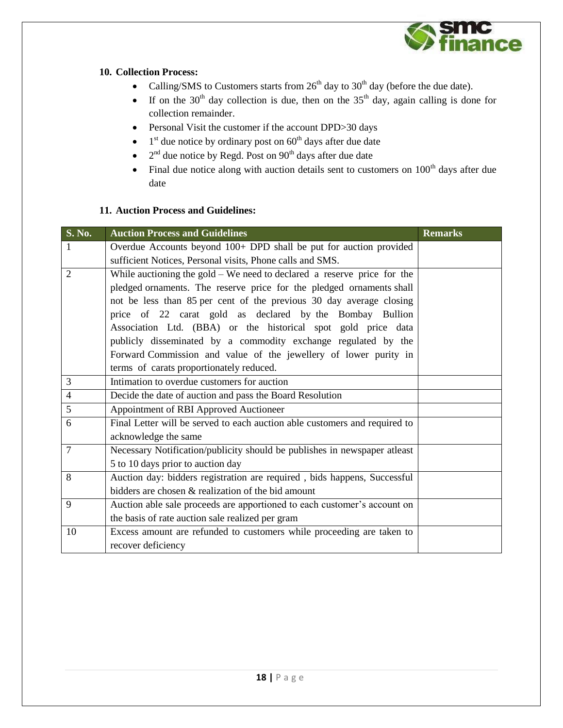## 10. Collection Process:

- Calling/SMS to Customers starts from 26th day to 30th day (before the due date).
- If on the 30th day collection is due, then on the 35th day, again calling is done for collection remainder.
- Personal Visit the customer if the account DPD>30 days
- 1st due notice by ordinary post on 60th days after due date
- 2nd due notice by Regd. Post on 90th days after due date
- Final due notice along with auction details sent to customers on 100th days after due date

## 11. Auction Process and Guidelines:

| S. No. | Auction Process and Guidelines | Remarks |
|---|---|---|
| 1 | Overdue Accounts beyond 100+ DPD shall be put for auction provided sufficient Notices, Personal visits, Phone calls and SMS. | |
| 2 | While auctioning the gold – We need to declared a reserve price for the pledged ornaments. The reserve price for the pledged ornaments shall not be less than 85 per cent of the previous 30 day average closing price of 22 carat gold as declared by the Bombay Bullion Association Ltd. (BBA) or the historical spot gold price data publicly disseminated by a commodity exchange regulated by the Forward Commission and value of the jewellery of lower purity in terms of carats proportionately reduced. | |
| 3 | Intimation to overdue customers for auction | |
| 4 | Decide the date of auction and pass the Board Resolution | |
| 5 | Appointment of RBI Approved Auctioneer | |
| 6 | Final Letter will be served to each auction able customers and required to acknowledge the same | |
| 7 | Necessary Notification/publicity should be publishes in newspaper atleast 5 to 10 days prior to auction day | |
| 8 | Auction day: bidders registration are required , bids happens, Successful bidders are chosen & realization of the bid amount | |
| 9 | Auction able sale proceeds are apportioned to each customer's account on the basis of rate auction sale realized per gram | |
| 10 | Excess amount are refunded to customers while proceeding are taken to recover deficiency | |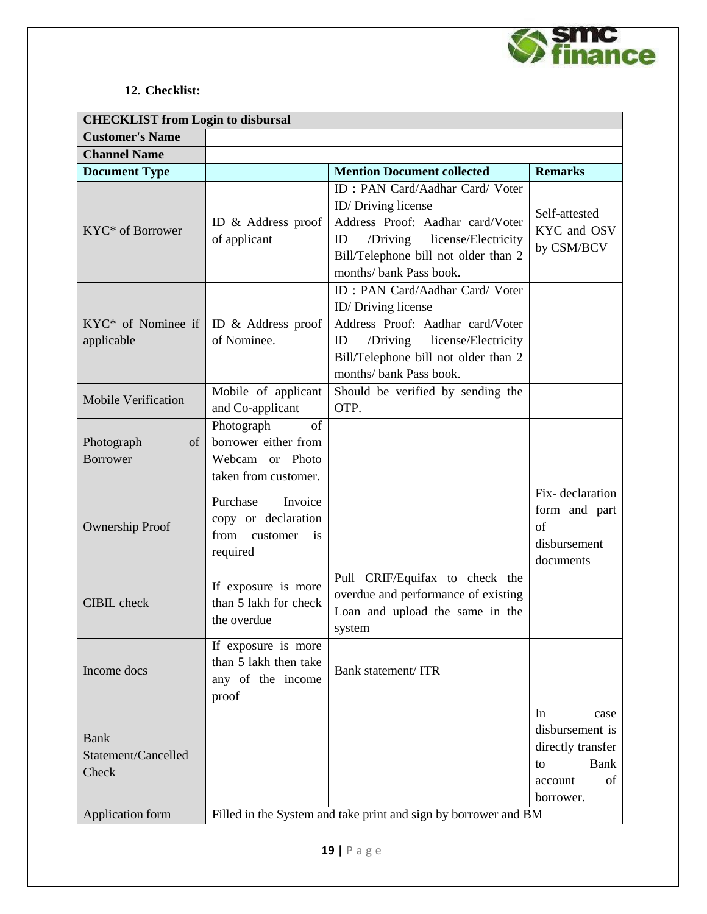**12. Checklist:**

| CHECKLIST from Login to disbursal | | | |
|---|---|---|---|
| **Customer's Name** | | | |
| **Channel Name** | | | |
| **Document Type** | | **Mention Document collected** | **Remarks** |
| KYC* of Borrower | ID & Address proof of applicant | ID : PAN Card/Aadhar Card/ Voter ID/ Driving license<br>Address Proof: Aadhar card/Voter ID /Driving license/Electricity Bill/Telephone bill not older than 2 months/ bank Pass book. | Self-attested KYC and OSV by CSM/BCV |
| KYC* of Nominee if applicable | ID & Address proof of Nominee. | ID : PAN Card/Aadhar Card/ Voter ID/ Driving license<br>Address Proof: Aadhar card/Voter ID /Driving license/Electricity Bill/Telephone bill not older than 2 months/ bank Pass book. | |
| Mobile Verification | Mobile of applicant and Co-applicant | Should be verified by sending the OTP. | |
| Photograph of Borrower | Photograph of borrower either from Webcam or Photo taken from customer. | | |
| Ownership Proof | Purchase Invoice copy or declaration from customer is required | | Fix- declaration form and part of disbursement documents |
| CIBIL check | If exposure is more than 5 lakh for check the overdue | Pull CRIF/Equifax to check the overdue and performance of existing Loan and upload the same in the system | |
| Income docs | If exposure is more than 5 lakh then take any of the income proof | Bank statement/ ITR | |
| Bank Statement/Cancelled Check | | | In case disbursement is directly transfer to Bank account of borrower. |
| Application form | Filled in the System and take print and sign by borrower and BM | | |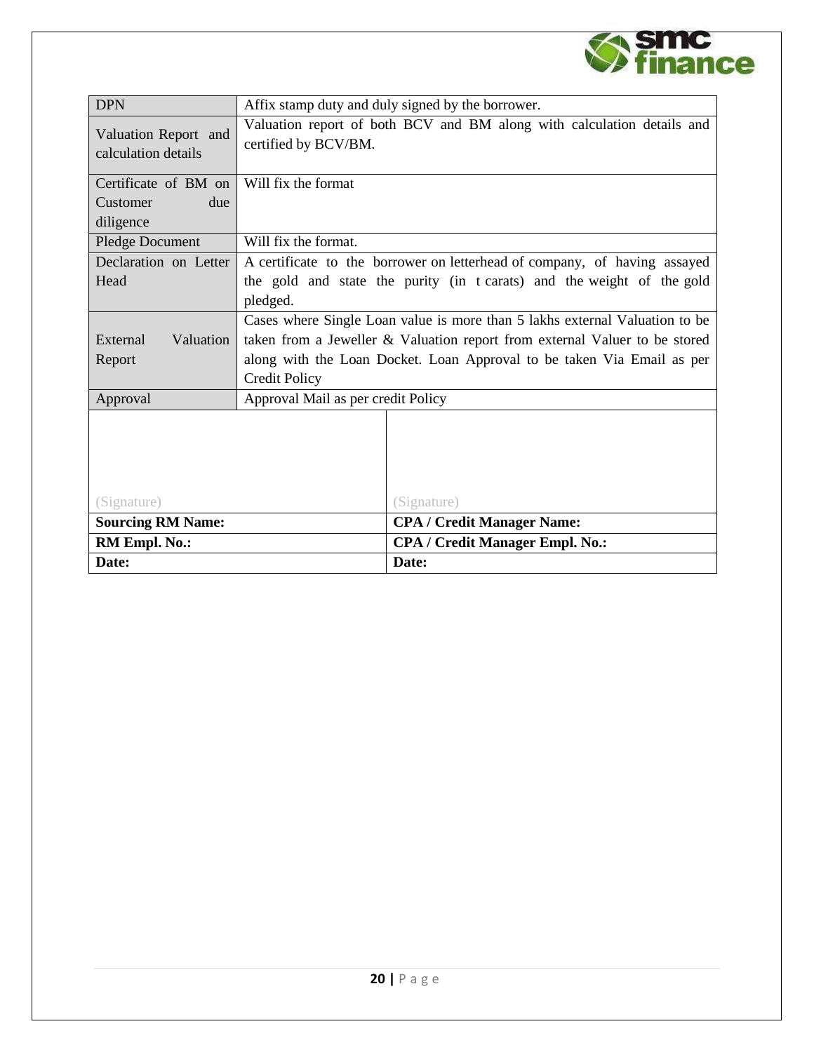| | |
|---|---|
| DPN | Affix stamp duty and duly signed by the borrower. |
| Valuation Report and calculation details | Valuation report of both BCV and BM along with calculation details and certified by BCV/BM. |
| Certificate of BM on Customer due diligence | Will fix the format |
| Pledge Document | Will fix the format. |
| Declaration on Letter Head | A certificate to the borrower on letterhead of company, of having assayed the gold and state the purity (in t carats) and the weight of the gold pledged. |
| External Valuation Report | Cases where Single Loan value is more than 5 lakhs external Valuation to be taken from a Jeweller & Valuation report from external Valuer to be stored along with the Loan Docket. Loan Approval to be taken Via Email as per Credit Policy |
| Approval | Approval Mail as per credit Policy |

| | |
|---|---|
| (Signature) | (Signature) |
| **Sourcing RM Name:** | **CPA / Credit Manager Name:** |
| **RM Empl. No.:** | **CPA / Credit Manager Empl. No.:** |
| **Date:** | **Date:** |